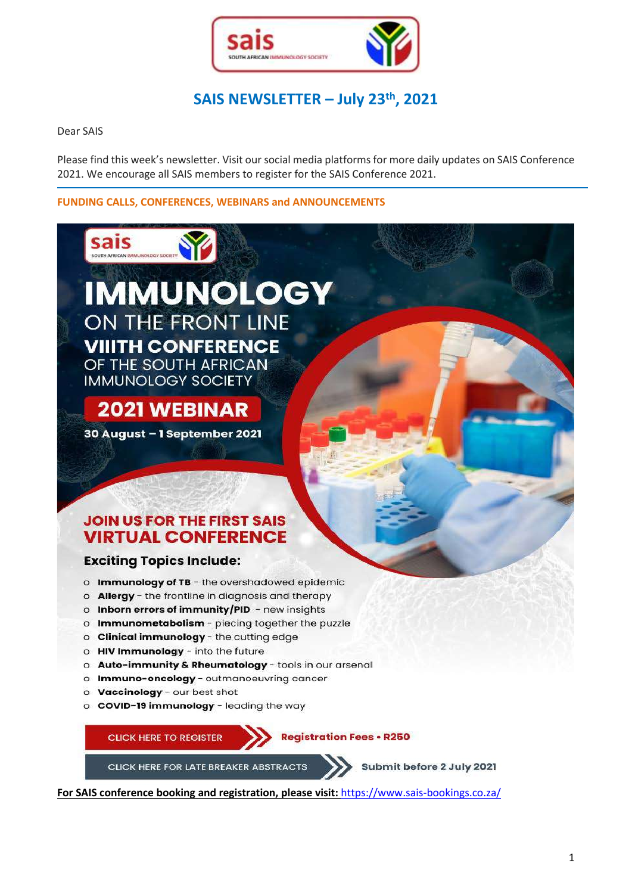# SAIS NEWSLETTER – July 23th, 2021

Dear SAIS

Please find this week's newsletter. Visit our social media platforms for more daily updates on SAIS Conference 2021. We encourage all SAIS members to register for the SAIS Conference 2021.

## FUNDING CALLS, CONFERENCES, WEBINARS and ANNOUNCEMENTS

# IMMUNOLOGY

ON THE FRONT LINE

**VIIITH CONFERENCE**

OF THE SOUTH AFRICAN IMMUNOLOGY SOCIETY

**2021 WEBINAR**

**30 August – 1 September 2021**

## JOIN US FOR THE FIRST SAIS VIRTUAL CONFERENCE

### Exciting Topics Include:

- **Immunology of TB** - the overshadowed epidemic
- **Allergy** - the frontline in diagnosis and therapy
- **Inborn errors of immunity/PID** - new insights
- **Immunometabolism** - piecing together the puzzle
- **Clinical immunology** - the cutting edge
- **HIV Immunology** - into the future
- **Auto-immunity & Rheumatology** - tools in our arsenal
- **Immuno-oncology** - outmanoeuvring cancer
- **Vaccinology** - our best shot
- **COVID-19 immunology** - leading the way

CLICK HERE TO REGISTER **Registration Fees • R250**

CLICK HERE FOR LATE BREAKER ABSTRACTS **Submit before 2 July 2021**

**For SAIS conference booking and registration, please visit:** https://www.sais-bookings.co.za/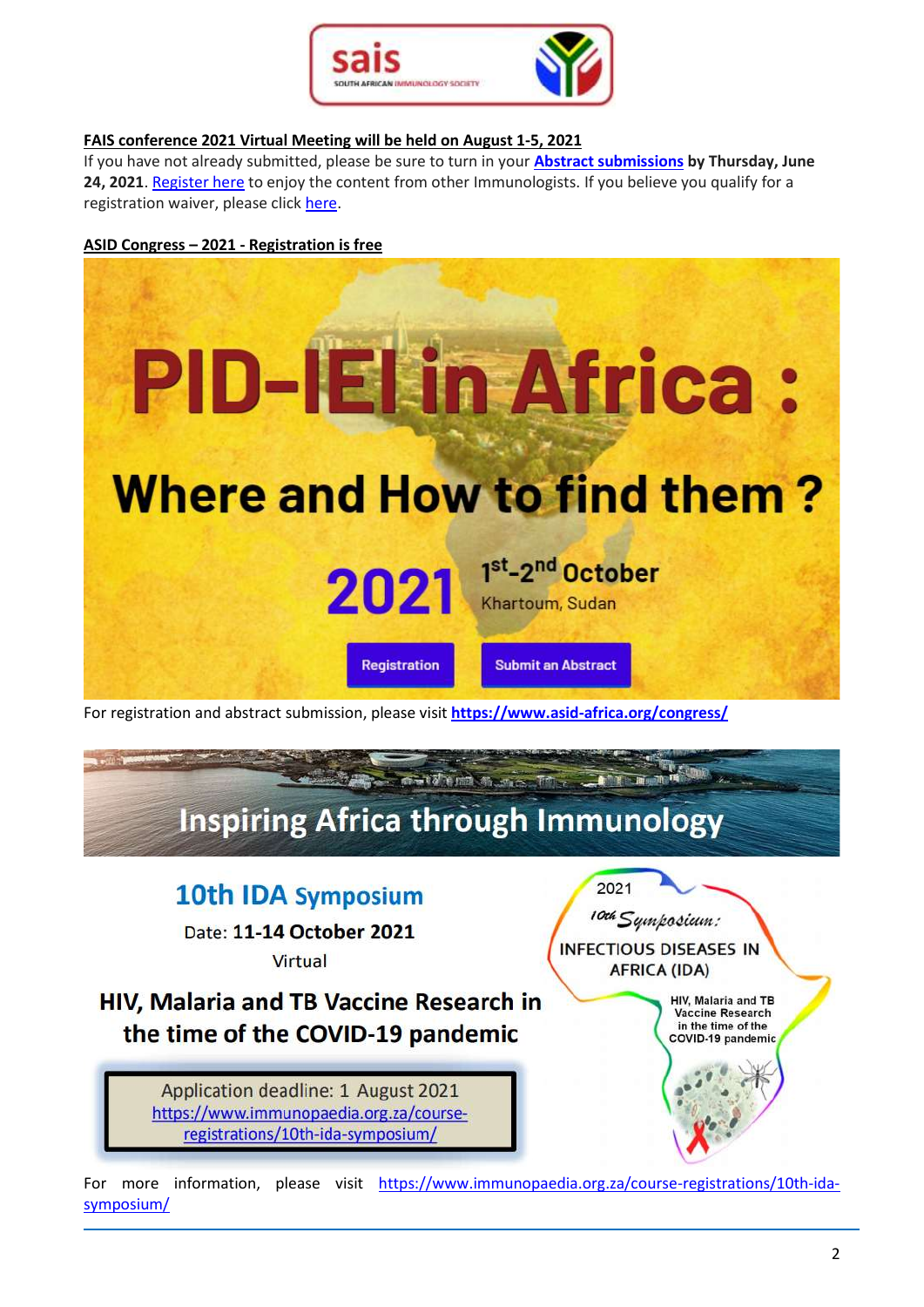**FAIS conference 2021 Virtual Meeting will be held on August 1-5, 2021**

If you have not already submitted, please be sure to turn in your **Abstract submissions** **by Thursday, June 24, 2021**. Register here to enjoy the content from other Immunologists. If you believe you qualify for a registration waiver, please click here.

**ASID Congress – 2021 - Registration is free**

# PID-IEI in Africa :

## Where and How to find them ?

**2021** **1st-2nd October**

Khartoum, Sudan

Registration | Submit an Abstract

For registration and abstract submission, please visit **https://www.asid-africa.org/congress/**

## Inspiring Africa through Immunology

### 10th IDA Symposium

Date: **11-14 October 2021**

Virtual

### HIV, Malaria and TB Vaccine Research in the time of the COVID-19 pandemic

Application deadline: 1 August 2021
https://www.immunopaedia.org.za/course-registrations/10th-ida-symposium/

2021
*10th Symposium:*
INFECTIOUS DISEASES IN AFRICA (IDA)
HIV, Malaria and TB Vaccine Research in the time of the COVID-19 pandemic

For more information, please visit https://www.immunopaedia.org.za/course-registrations/10th-ida-symposium/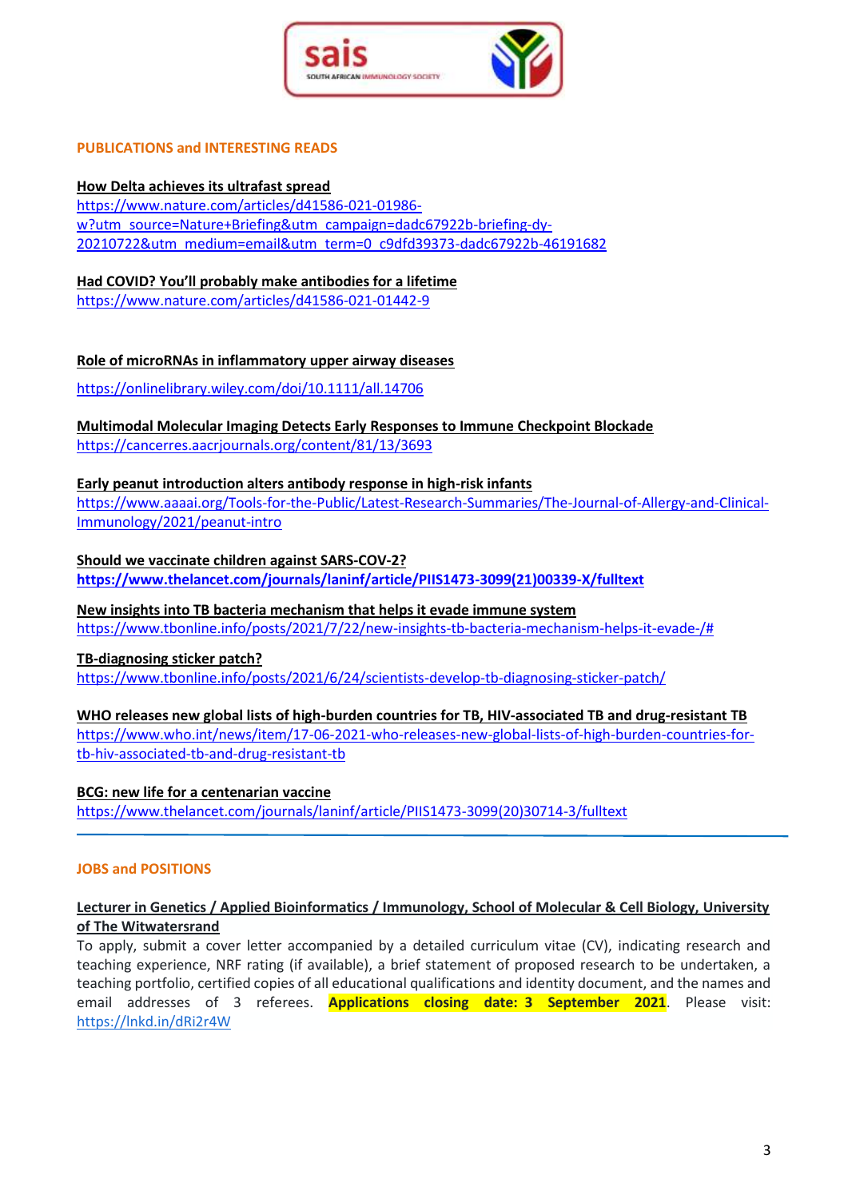## PUBLICATIONS and INTERESTING READS

**How Delta achieves its ultrafast spread**
https://www.nature.com/articles/d41586-021-01986-w?utm_source=Nature+Briefing&utm_campaign=dadc67922b-briefing-dy-20210722&utm_medium=email&utm_term=0_c9dfd39373-dadc67922b-46191682

**Had COVID? You'll probably make antibodies for a lifetime**
https://www.nature.com/articles/d41586-021-01442-9

**Role of microRNAs in inflammatory upper airway diseases**

https://onlinelibrary.wiley.com/doi/10.1111/all.14706

**Multimodal Molecular Imaging Detects Early Responses to Immune Checkpoint Blockade**
https://cancerres.aacrjournals.org/content/81/13/3693

**Early peanut introduction alters antibody response in high-risk infants**
https://www.aaaai.org/Tools-for-the-Public/Latest-Research-Summaries/The-Journal-of-Allergy-and-Clinical-Immunology/2021/peanut-intro

**Should we vaccinate children against SARS-COV-2?**
**https://www.thelancet.com/journals/laninf/article/PIIS1473-3099(21)00339-X/fulltext**

**New insights into TB bacteria mechanism that helps it evade immune system**
https://www.tbonline.info/posts/2021/7/22/new-insights-tb-bacteria-mechanism-helps-it-evade-/#

**TB-diagnosing sticker patch?**
https://www.tbonline.info/posts/2021/6/24/scientists-develop-tb-diagnosing-sticker-patch/

**WHO releases new global lists of high-burden countries for TB, HIV-associated TB and drug-resistant TB**
https://www.who.int/news/item/17-06-2021-who-releases-new-global-lists-of-high-burden-countries-for-tb-hiv-associated-tb-and-drug-resistant-tb

**BCG: new life for a centenarian vaccine**
https://www.thelancet.com/journals/laninf/article/PIIS1473-3099(20)30714-3/fulltext

---

## JOBS and POSITIONS

**Lecturer in Genetics / Applied Bioinformatics / Immunology, School of Molecular & Cell Biology, University of The Witwatersrand**

To apply, submit a cover letter accompanied by a detailed curriculum vitae (CV), indicating research and teaching experience, NRF rating (if available), a brief statement of proposed research to be undertaken, a teaching portfolio, certified copies of all educational qualifications and identity document, and the names and email addresses of 3 referees. **Applications closing date: 3 September 2021**. Please visit: https://lnkd.in/dRi2r4W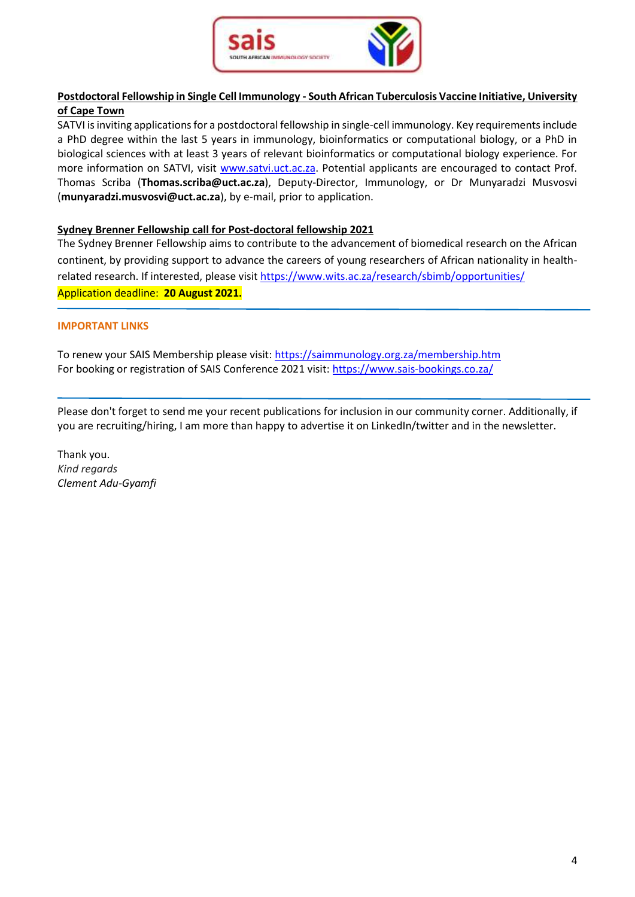**Postdoctoral Fellowship in Single Cell Immunology - South African Tuberculosis Vaccine Initiative, University of Cape Town**

SATVI is inviting applications for a postdoctoral fellowship in single-cell immunology. Key requirements include a PhD degree within the last 5 years in immunology, bioinformatics or computational biology, or a PhD in biological sciences with at least 3 years of relevant bioinformatics or computational biology experience. For more information on SATVI, visit www.satvi.uct.ac.za. Potential applicants are encouraged to contact Prof. Thomas Scriba (**Thomas.scriba@uct.ac.za**), Deputy-Director, Immunology, or Dr Munyaradzi Musvosvi (**munyaradzi.musvosvi@uct.ac.za**), by e-mail, prior to application.

**Sydney Brenner Fellowship call for Post-doctoral fellowship 2021**

The Sydney Brenner Fellowship aims to contribute to the advancement of biomedical research on the African continent, by providing support to advance the careers of young researchers of African nationality in health-related research. If interested, please visit https://www.wits.ac.za/research/sbimb/opportunities/

Application deadline: **20 August 2021.**

---

**IMPORTANT LINKS**

To renew your SAIS Membership please visit: https://saimmunology.org.za/membership.htm
For booking or registration of SAIS Conference 2021 visit: https://www.sais-bookings.co.za/

---

Please don't forget to send me your recent publications for inclusion in our community corner. Additionally, if you are recruiting/hiring, I am more than happy to advertise it on LinkedIn/twitter and in the newsletter.

Thank you.
*Kind regards*
*Clement Adu-Gyamfi*